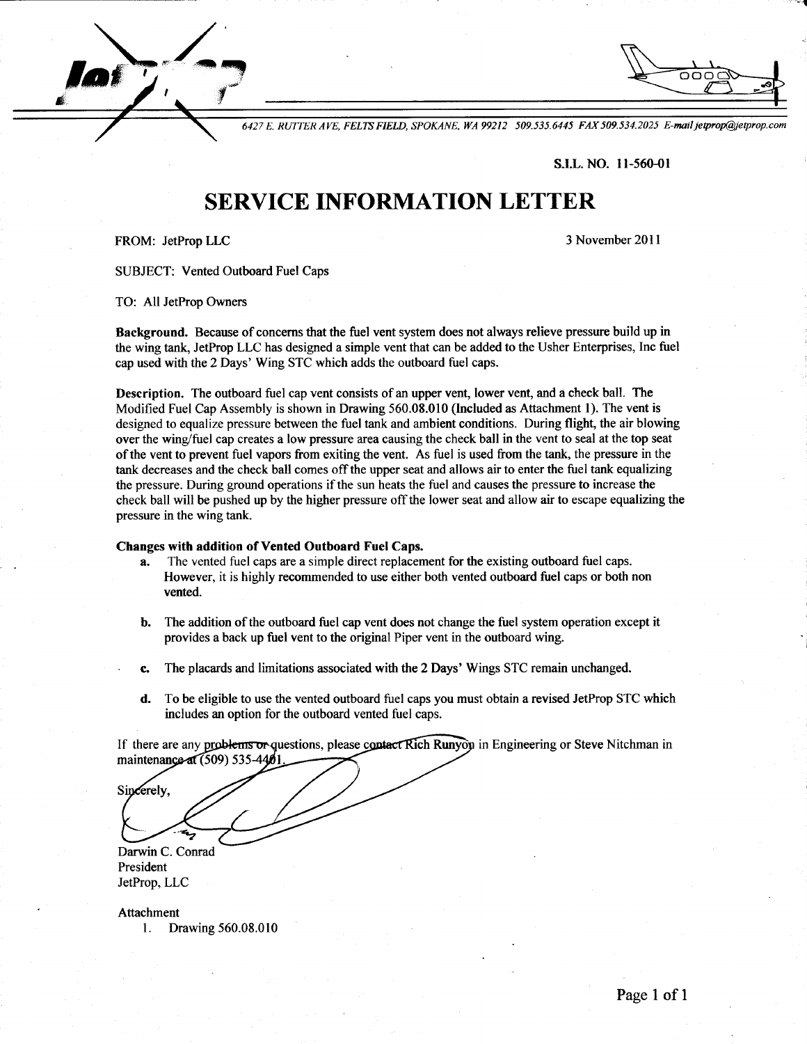6427 E. RUTTER AVE, FELTS FIELD, SPOKANE, WA 99212 509.535.6445 FAX 509.534.2025 E-mail jetprop@jetprop.com

**S.I.L. NO. 11-560-01**

# SERVICE INFORMATION LETTER

FROM: JetProp LLC

3 November 2011

SUBJECT: Vented Outboard Fuel Caps

TO: All JetProp Owners

**Background.** Because of concerns that the fuel vent system does not always relieve pressure build up in the wing tank, JetProp LLC has designed a simple vent that can be added to the Usher Enterprises, Inc fuel cap used with the 2 Days' Wing STC which adds the outboard fuel caps.

**Description.** The outboard fuel cap vent consists of an upper vent, lower vent, and a check ball. The Modified Fuel Cap Assembly is shown in Drawing 560.08.010 (Included as Attachment 1). The vent is designed to equalize pressure between the fuel tank and ambient conditions. During flight, the air blowing over the wing/fuel cap creates a low pressure area causing the check ball in the vent to seal at the top seat of the vent to prevent fuel vapors from exiting the vent. As fuel is used from the tank, the pressure in the tank decreases and the check ball comes off the upper seat and allows air to enter the fuel tank equalizing the pressure. During ground operations if the sun heats the fuel and causes the pressure to increase the check ball will be pushed up by the higher pressure off the lower seat and allow air to escape equalizing the pressure in the wing tank.

**Changes with addition of Vented Outboard Fuel Caps.**

- **a.** The vented fuel caps are a simple direct replacement for the existing outboard fuel caps. However, it is highly recommended to use either both vented outboard fuel caps or both non vented.
- **b.** The addition of the outboard fuel cap vent does not change the fuel system operation except it provides a back up fuel vent to the original Piper vent in the outboard wing.
- **c.** The placards and limitations associated with the 2 Days' Wings STC remain unchanged.
- **d.** To be eligible to use the vented outboard fuel caps you must obtain a revised JetProp STC which includes an option for the outboard vented fuel caps.

If there are any problems or questions, please contact Rich Runyon in Engineering or Steve Nitchman in maintenance at (509) 535-4401.

Sincerely,

Darwin C. Conrad
President
JetProp, LLC

Attachment

1. Drawing 560.08.010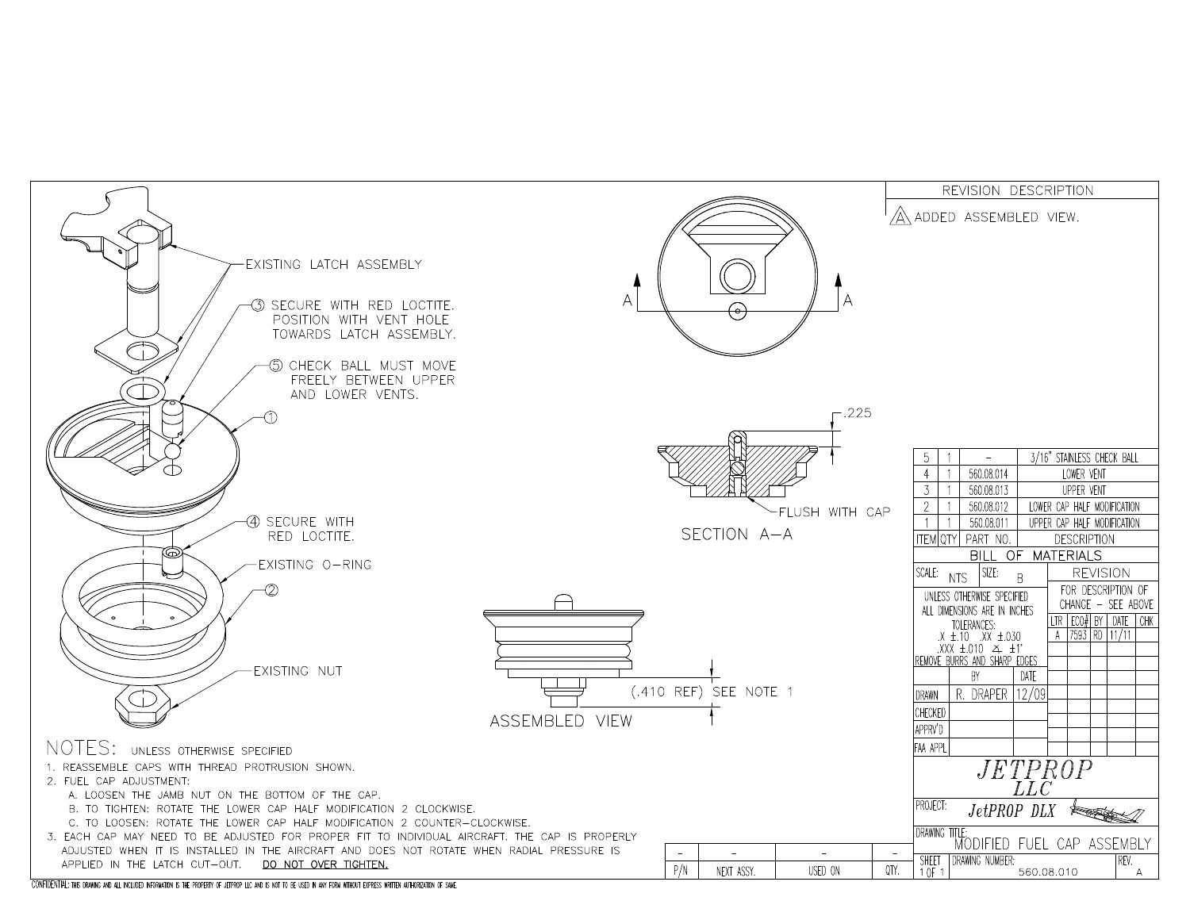REVISION DESCRIPTION

A ADDED ASSEMBLED VIEW.

EXISTING LATCH ASSEMBLY

③ SECURE WITH RED LOCTITE. POSITION WITH VENT HOLE TOWARDS LATCH ASSEMBLY.

⑤ CHECK BALL MUST MOVE FREELY BETWEEN UPPER AND LOWER VENTS.

①

④ SECURE WITH RED LOCTITE.

EXISTING O-RING

②

EXISTING NUT

A A

.225

FLUSH WITH CAP

SECTION A–A

(.410 REF) SEE NOTE 1

ASSEMBLED VIEW

NOTES: UNLESS OTHERWISE SPECIFIED

1. REASSEMBLE CAPS WITH THREAD PROTRUSION SHOWN.
2. FUEL CAP ADJUSTMENT:
   - A. LOOSEN THE JAMB NUT ON THE BOTTOM OF THE CAP.
   - B. TO TIGHTEN: ROTATE THE LOWER CAP HALF MODIFICATION 2 CLOCKWISE.
   - C. TO LOOSEN: ROTATE THE LOWER CAP HALF MODIFICATION 2 COUNTER–CLOCKWISE.
3. EACH CAP MAY NEED TO BE ADJUSTED FOR PROPER FIT TO INDIVIDUAL AIRCRAFT. THE CAP IS PROPERLY ADJUSTED WHEN IT IS INSTALLED IN THE AIRCRAFT AND DOES NOT ROTATE WHEN RADIAL PRESSURE IS APPLIED IN THE LATCH CUT-OUT. DO NOT OVER TIGHTEN.

| ITEM | QTY | PART NO. | DESCRIPTION |
|---|---|---|---|
| 5 | 1 | – | 3/16" STAINLESS CHECK BALL |
| 4 | 1 | 560.08.014 | LOWER VENT |
| 3 | 1 | 560.08.013 | UPPER VENT |
| 2 | 1 | 560.08.012 | LOWER CAP HALF MODIFICATION |
| 1 | 1 | 560.08.011 | UPPER CAP HALF MODIFICATION |

BILL OF MATERIALS

SCALE: NTS SIZE: B

UNLESS OTHERWISE SPECIFIED ALL DIMENSIONS ARE IN INCHES
TOLERANCES:
.X ±.10 .XX ±.030
.XXX ±.010 ∠ ±1°
REMOVE BURRS AND SHARP EDGES

| | BY | DATE |
|---|---|---|
| DRAWN | R. DRAPER | 12/09 |
| CHECKED | | |
| APPRV'D | | |
| FAA APPL | | |

REVISION

FOR DESCRIPTION OF CHANGE – SEE ABOVE

| LTR | ECO# | BY | DATE | CHK |
|---|---|---|---|---|
| A | 7593 | RD | 11/11 | |

| P/N | NEXT ASSY. | USED ON | QTY. |
|---|---|---|---|
| – | – | – | – |

JETPROP LLC

PROJECT: JetPROP DLX

DRAWING TITLE: MODIFIED FUEL CAP ASSEMBLY

SHEET 1 OF 1 DRAWING NUMBER: 560.08.010 REV. A

CONFIDENTIAL: THIS DRAWING AND ALL INCLUDED INFORMATION IS THE PROPERTY OF JETPROP LLC AND IS NOT TO BE USED IN ANY FORM WITHOUT EXPRESS WRITTEN AUTHORIZATION OF SAME.